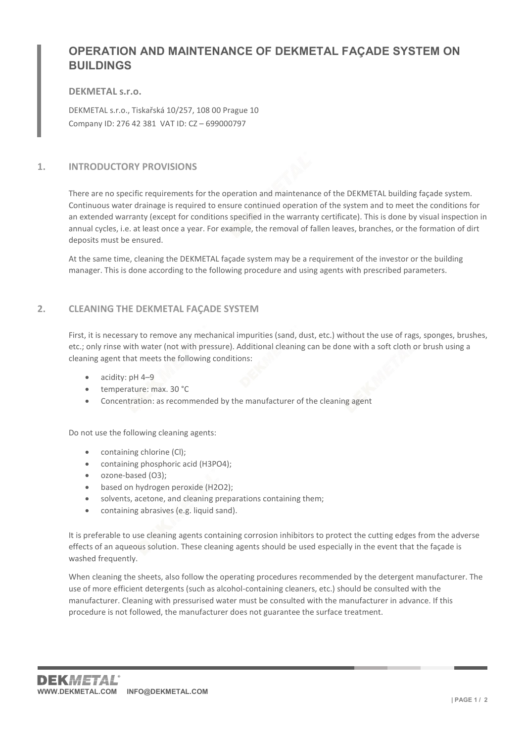# OPERATION AND MAINTENANCE OF DEKMETAL FAÇADE SYSTEM ON BUILDINGS

**DEKMETAL s.r.o.**

DEKMETAL s.r.o., Tiskařská 10/257, 108 00 Prague 10
Company ID: 276 42 381 VAT ID: CZ – 699000797

## 1. INTRODUCTORY PROVISIONS

There are no specific requirements for the operation and maintenance of the DEKMETAL building façade system. Continuous water drainage is required to ensure continued operation of the system and to meet the conditions for an extended warranty (except for conditions specified in the warranty certificate). This is done by visual inspection in annual cycles, i.e. at least once a year. For example, the removal of fallen leaves, branches, or the formation of dirt deposits must be ensured.

At the same time, cleaning the DEKMETAL façade system may be a requirement of the investor or the building manager. This is done according to the following procedure and using agents with prescribed parameters.

## 2. CLEANING THE DEKMETAL FAÇADE SYSTEM

First, it is necessary to remove any mechanical impurities (sand, dust, etc.) without the use of rags, sponges, brushes, etc.; only rinse with water (not with pressure). Additional cleaning can be done with a soft cloth or brush using a cleaning agent that meets the following conditions:

- acidity: pH 4–9
- temperature: max. 30 °C
- Concentration: as recommended by the manufacturer of the cleaning agent

Do not use the following cleaning agents:

- containing chlorine (Cl);
- containing phosphoric acid ($H_3PO_4$);
- ozone-based ($O_3$);
- based on hydrogen peroxide ($H_2O_2$);
- solvents, acetone, and cleaning preparations containing them;
- containing abrasives (e.g. liquid sand).

It is preferable to use cleaning agents containing corrosion inhibitors to protect the cutting edges from the adverse effects of an aqueous solution. These cleaning agents should be used especially in the event that the façade is washed frequently.

When cleaning the sheets, also follow the operating procedures recommended by the detergent manufacturer. The use of more efficient detergents (such as alcohol-containing cleaners, etc.) should be consulted with the manufacturer. Cleaning with pressurised water must be consulted with the manufacturer in advance. If this procedure is not followed, the manufacturer does not guarantee the surface treatment.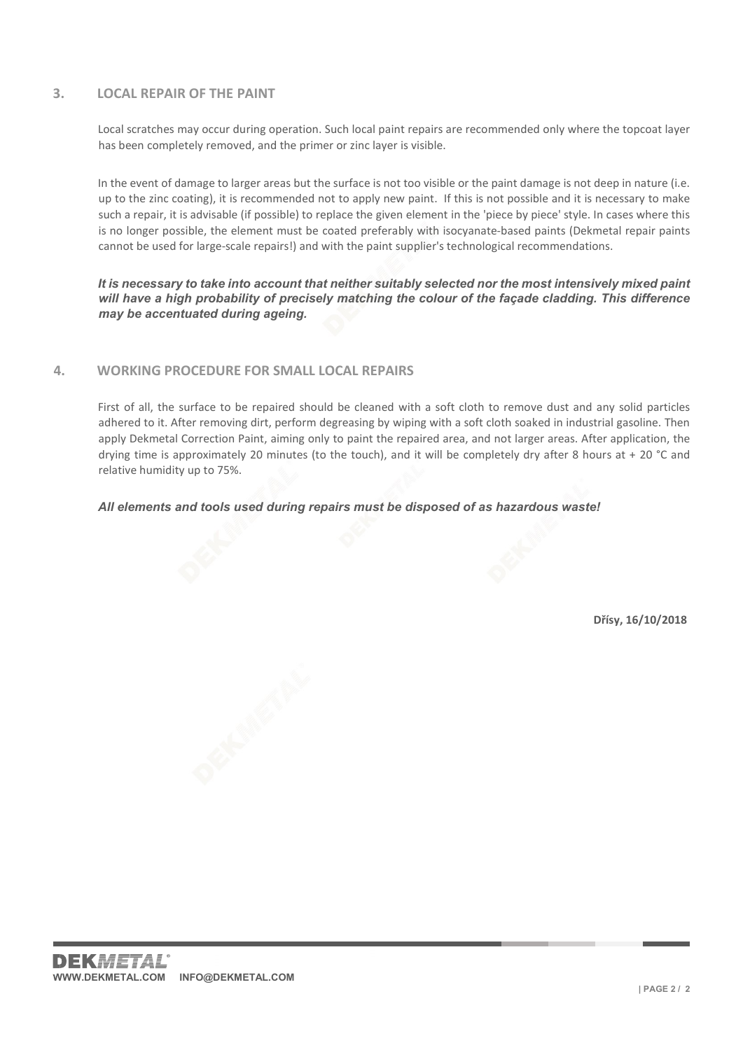## 3. LOCAL REPAIR OF THE PAINT

Local scratches may occur during operation. Such local paint repairs are recommended only where the topcoat layer has been completely removed, and the primer or zinc layer is visible.

In the event of damage to larger areas but the surface is not too visible or the paint damage is not deep in nature (i.e. up to the zinc coating), it is recommended not to apply new paint. If this is not possible and it is necessary to make such a repair, it is advisable (if possible) to replace the given element in the 'piece by piece' style. In cases where this is no longer possible, the element must be coated preferably with isocyanate-based paints (Dekmetal repair paints cannot be used for large-scale repairs!) and with the paint supplier's technological recommendations.

***It is necessary to take into account that neither suitably selected nor the most intensively mixed paint will have a high probability of precisely matching the colour of the façade cladding. This difference may be accentuated during ageing.***

## 4. WORKING PROCEDURE FOR SMALL LOCAL REPAIRS

First of all, the surface to be repaired should be cleaned with a soft cloth to remove dust and any solid particles adhered to it. After removing dirt, perform degreasing by wiping with a soft cloth soaked in industrial gasoline. Then apply Dekmetal Correction Paint, aiming only to paint the repaired area, and not larger areas. After application, the drying time is approximately 20 minutes (to the touch), and it will be completely dry after 8 hours at + 20 °C and relative humidity up to 75%.

***All elements and tools used during repairs must be disposed of as hazardous waste!***

**Dřísy, 16/10/2018**

DEKMETAL®
WWW.DEKMETAL.COM INFO@DEKMETAL.COM